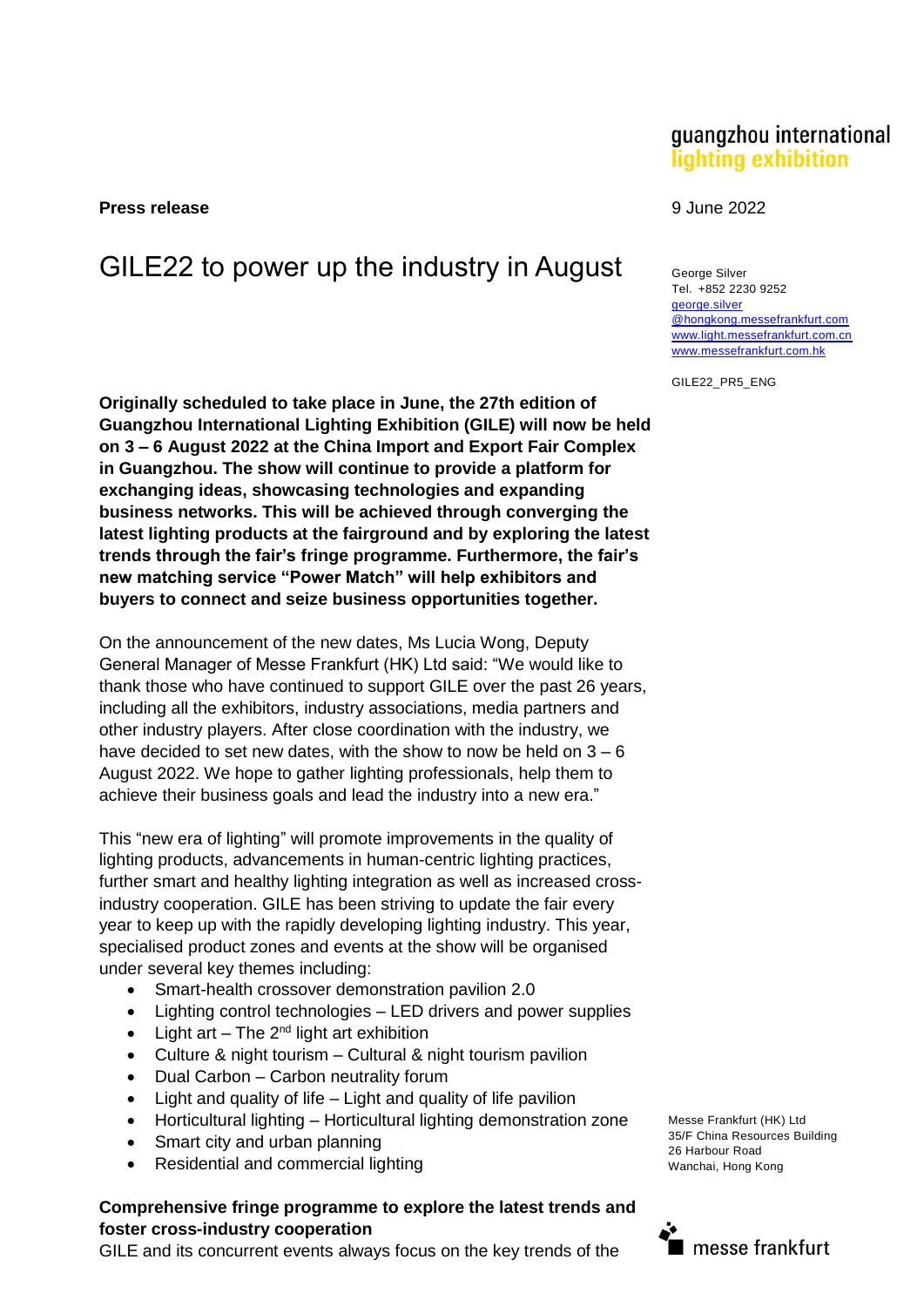guangzhou international lighting exhibition

**Press release**

9 June 2022

# GILE22 to power up the industry in August

George Silver
Tel. +852 2230 9252
george.silver@hongkong.messefrankfurt.com
www.light.messefrankfurt.com.cn
www.messefrankfurt.com.hk

GILE22_PR5_ENG

**Originally scheduled to take place in June, the 27th edition of Guangzhou International Lighting Exhibition (GILE) will now be held on 3 – 6 August 2022 at the China Import and Export Fair Complex in Guangzhou. The show will continue to provide a platform for exchanging ideas, showcasing technologies and expanding business networks. This will be achieved through converging the latest lighting products at the fairground and by exploring the latest trends through the fair's fringe programme. Furthermore, the fair's new matching service "Power Match" will help exhibitors and buyers to connect and seize business opportunities together.**

On the announcement of the new dates, Ms Lucia Wong, Deputy General Manager of Messe Frankfurt (HK) Ltd said: "We would like to thank those who have continued to support GILE over the past 26 years, including all the exhibitors, industry associations, media partners and other industry players. After close coordination with the industry, we have decided to set new dates, with the show to now be held on 3 – 6 August 2022. We hope to gather lighting professionals, help them to achieve their business goals and lead the industry into a new era."

This "new era of lighting" will promote improvements in the quality of lighting products, advancements in human-centric lighting practices, further smart and healthy lighting integration as well as increased cross-industry cooperation. GILE has been striving to update the fair every year to keep up with the rapidly developing lighting industry. This year, specialised product zones and events at the show will be organised under several key themes including:

- Smart-health crossover demonstration pavilion 2.0
- Lighting control technologies – LED drivers and power supplies
- Light art – The 2nd light art exhibition
- Culture & night tourism – Cultural & night tourism pavilion
- Dual Carbon – Carbon neutrality forum
- Light and quality of life – Light and quality of life pavilion
- Horticultural lighting – Horticultural lighting demonstration zone
- Smart city and urban planning
- Residential and commercial lighting

## Comprehensive fringe programme to explore the latest trends and foster cross-industry cooperation

GILE and its concurrent events always focus on the key trends of the

Messe Frankfurt (HK) Ltd
35/F China Resources Building
26 Harbour Road
Wanchai, Hong Kong

messe frankfurt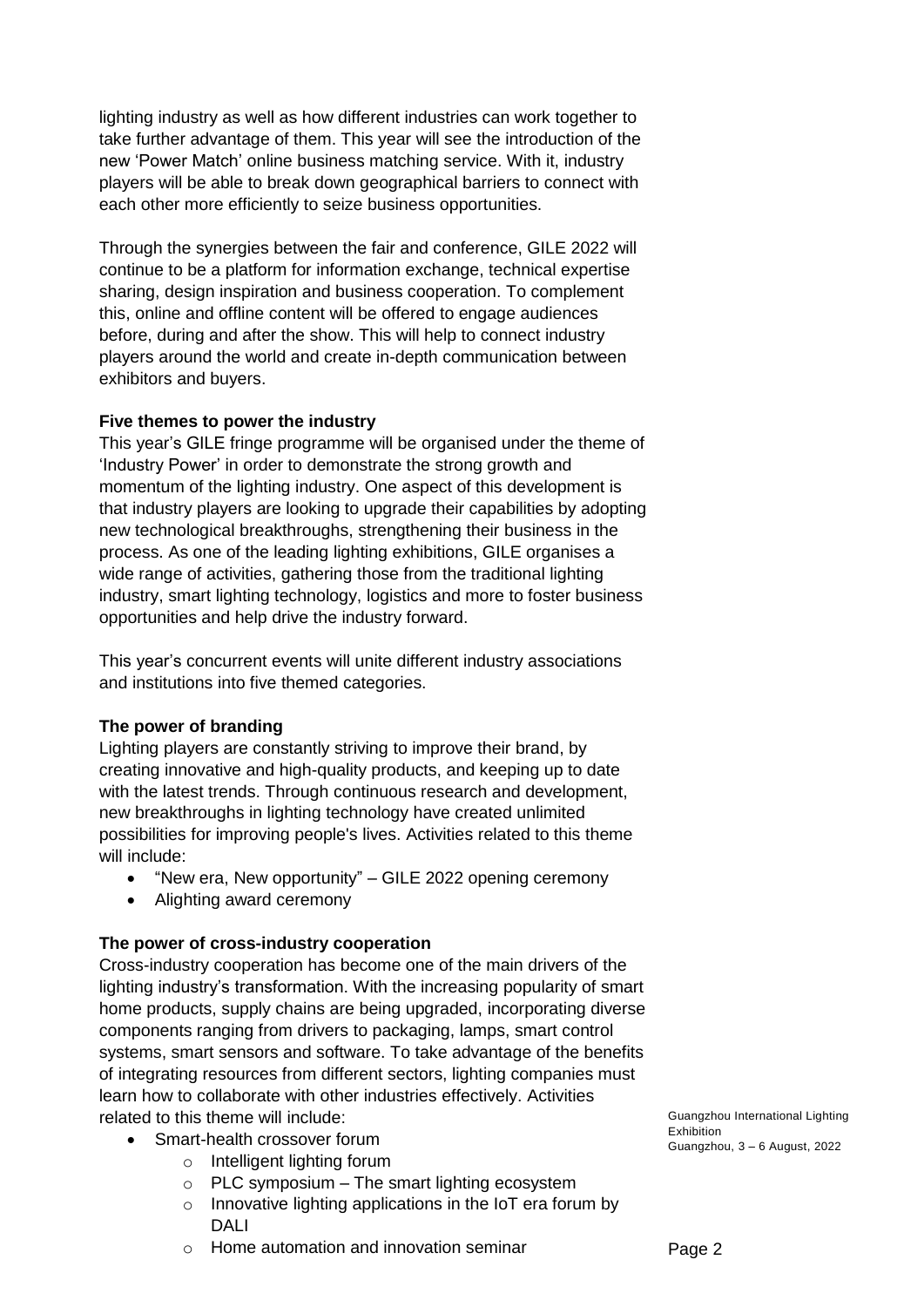lighting industry as well as how different industries can work together to take further advantage of them. This year will see the introduction of the new 'Power Match' online business matching service. With it, industry players will be able to break down geographical barriers to connect with each other more efficiently to seize business opportunities.

Through the synergies between the fair and conference, GILE 2022 will continue to be a platform for information exchange, technical expertise sharing, design inspiration and business cooperation. To complement this, online and offline content will be offered to engage audiences before, during and after the show. This will help to connect industry players around the world and create in-depth communication between exhibitors and buyers.

**Five themes to power the industry**

This year's GILE fringe programme will be organised under the theme of 'Industry Power' in order to demonstrate the strong growth and momentum of the lighting industry. One aspect of this development is that industry players are looking to upgrade their capabilities by adopting new technological breakthroughs, strengthening their business in the process. As one of the leading lighting exhibitions, GILE organises a wide range of activities, gathering those from the traditional lighting industry, smart lighting technology, logistics and more to foster business opportunities and help drive the industry forward.

This year's concurrent events will unite different industry associations and institutions into five themed categories.

**The power of branding**

Lighting players are constantly striving to improve their brand, by creating innovative and high-quality products, and keeping up to date with the latest trends. Through continuous research and development, new breakthroughs in lighting technology have created unlimited possibilities for improving people's lives. Activities related to this theme will include:

- "New era, New opportunity" – GILE 2022 opening ceremony
- Alighting award ceremony

**The power of cross-industry cooperation**

Cross-industry cooperation has become one of the main drivers of the lighting industry's transformation. With the increasing popularity of smart home products, supply chains are being upgraded, incorporating diverse components ranging from drivers to packaging, lamps, smart control systems, smart sensors and software. To take advantage of the benefits of integrating resources from different sectors, lighting companies must learn how to collaborate with other industries effectively. Activities related to this theme will include:

- Smart-health crossover forum
  - Intelligent lighting forum
  - PLC symposium – The smart lighting ecosystem
  - Innovative lighting applications in the IoT era forum by DALI
  - Home automation and innovation seminar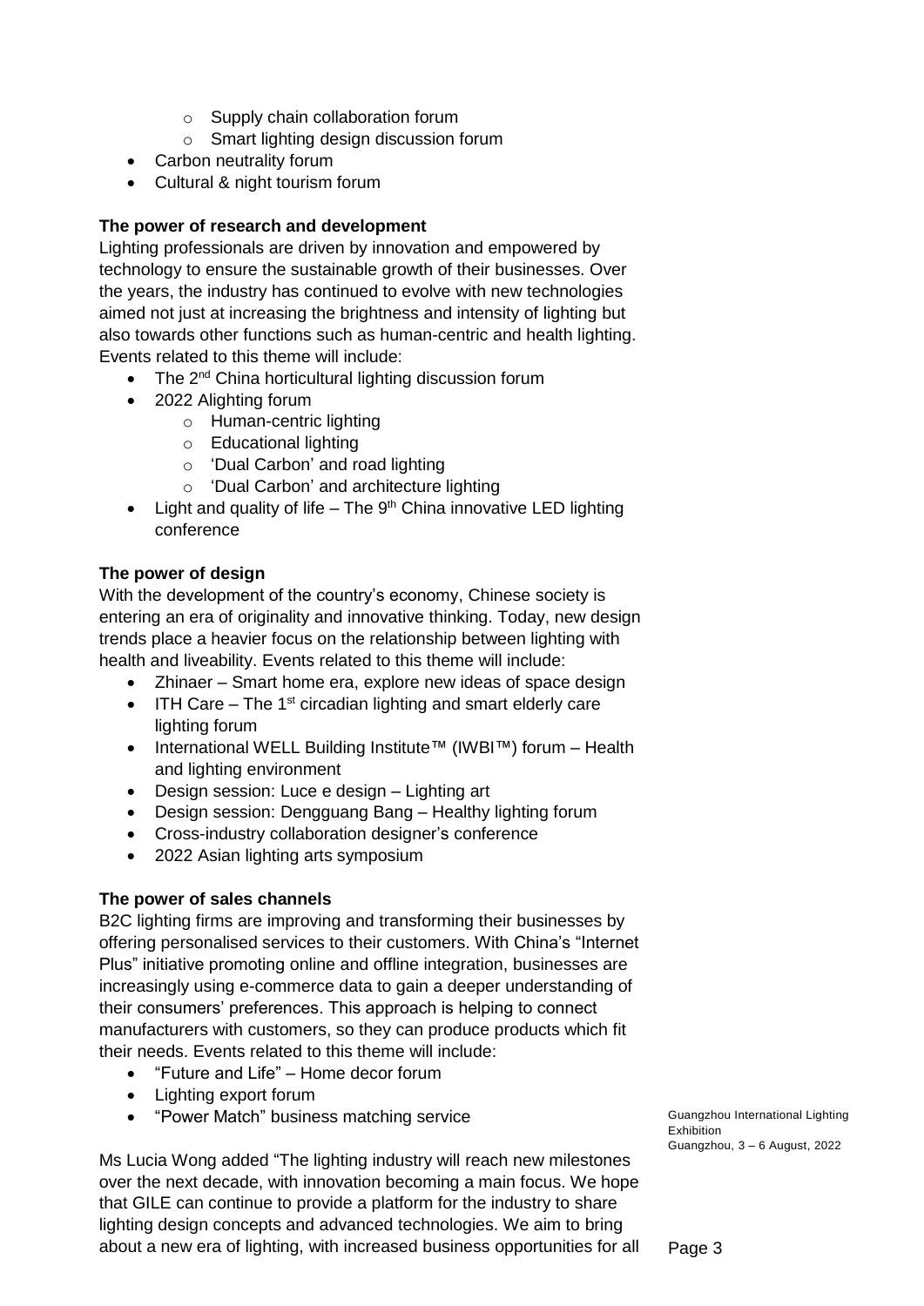- Supply chain collaboration forum
    - Smart lighting design discussion forum
- Carbon neutrality forum
- Cultural & night tourism forum

**The power of research and development**

Lighting professionals are driven by innovation and empowered by technology to ensure the sustainable growth of their businesses. Over the years, the industry has continued to evolve with new technologies aimed not just at increasing the brightness and intensity of lighting but also towards other functions such as human-centric and health lighting. Events related to this theme will include:

- The 2nd China horticultural lighting discussion forum
- 2022 Alighting forum
    - Human-centric lighting
    - Educational lighting
    - 'Dual Carbon' and road lighting
    - 'Dual Carbon' and architecture lighting
- Light and quality of life – The 9th China innovative LED lighting conference

**The power of design**

With the development of the country's economy, Chinese society is entering an era of originality and innovative thinking. Today, new design trends place a heavier focus on the relationship between lighting with health and liveability. Events related to this theme will include:

- Zhinaer – Smart home era, explore new ideas of space design
- ITH Care – The 1st circadian lighting and smart elderly care lighting forum
- International WELL Building Institute™ (IWBI™) forum – Health and lighting environment
- Design session: Luce e design – Lighting art
- Design session: Dengguang Bang – Healthy lighting forum
- Cross-industry collaboration designer's conference
- 2022 Asian lighting arts symposium

**The power of sales channels**

B2C lighting firms are improving and transforming their businesses by offering personalised services to their customers. With China's "Internet Plus" initiative promoting online and offline integration, businesses are increasingly using e-commerce data to gain a deeper understanding of their consumers' preferences. This approach is helping to connect manufacturers with customers, so they can produce products which fit their needs. Events related to this theme will include:

- "Future and Life" – Home decor forum
- Lighting export forum
- "Power Match" business matching service

Ms Lucia Wong added "The lighting industry will reach new milestones over the next decade, with innovation becoming a main focus. We hope that GILE can continue to provide a platform for the industry to share lighting design concepts and advanced technologies. We aim to bring about a new era of lighting, with increased business opportunities for all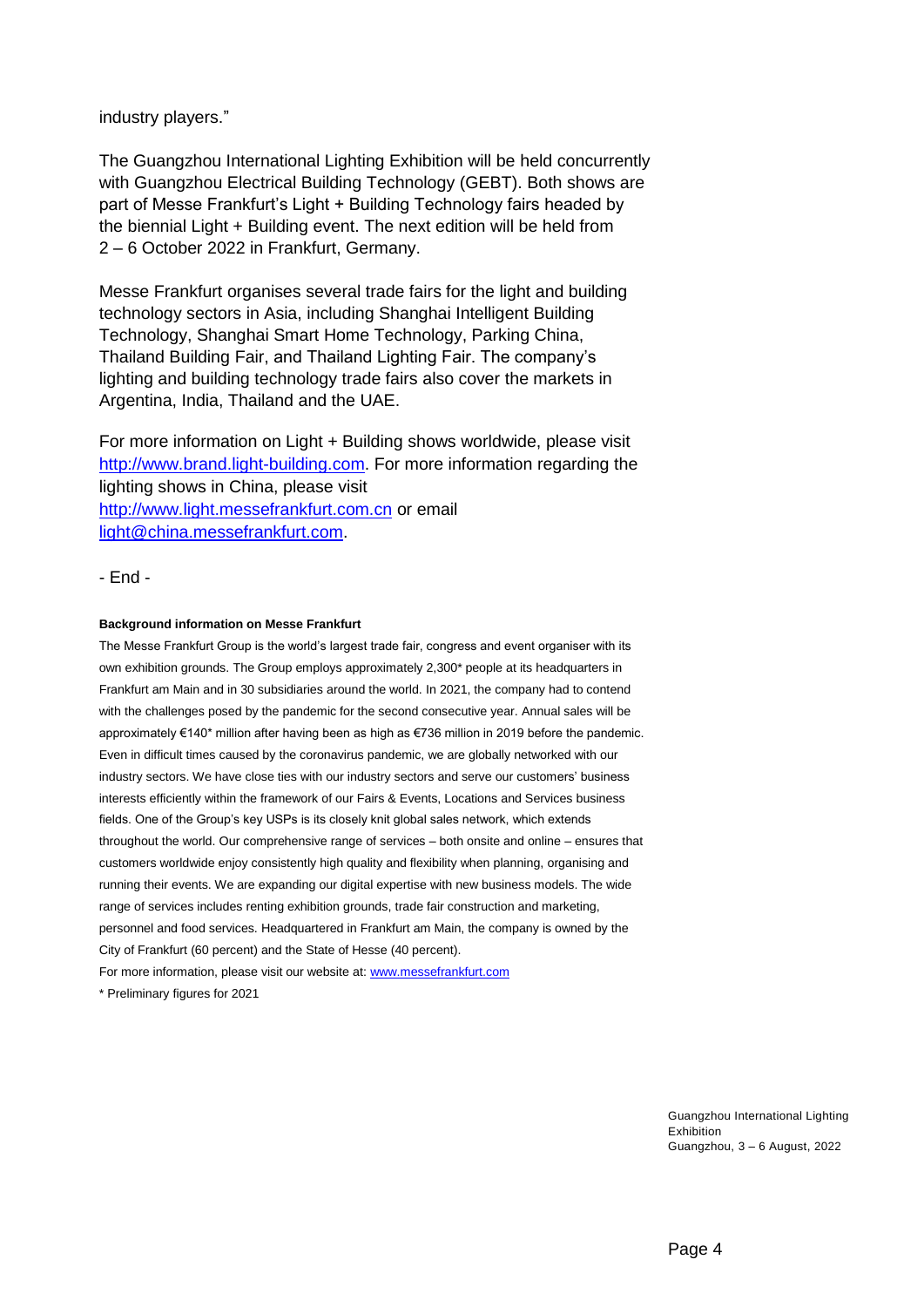industry players."

The Guangzhou International Lighting Exhibition will be held concurrently with Guangzhou Electrical Building Technology (GEBT). Both shows are part of Messe Frankfurt's Light + Building Technology fairs headed by the biennial Light + Building event. The next edition will be held from 2 – 6 October 2022 in Frankfurt, Germany.

Messe Frankfurt organises several trade fairs for the light and building technology sectors in Asia, including Shanghai Intelligent Building Technology, Shanghai Smart Home Technology, Parking China, Thailand Building Fair, and Thailand Lighting Fair. The company's lighting and building technology trade fairs also cover the markets in Argentina, India, Thailand and the UAE.

For more information on Light + Building shows worldwide, please visit http://www.brand.light-building.com. For more information regarding the lighting shows in China, please visit http://www.light.messefrankfurt.com.cn or email light@china.messefrankfurt.com.

- End -

**Background information on Messe Frankfurt**

The Messe Frankfurt Group is the world's largest trade fair, congress and event organiser with its own exhibition grounds. The Group employs approximately 2,300* people at its headquarters in Frankfurt am Main and in 30 subsidiaries around the world. In 2021, the company had to contend with the challenges posed by the pandemic for the second consecutive year. Annual sales will be approximately €140* million after having been as high as €736 million in 2019 before the pandemic. Even in difficult times caused by the coronavirus pandemic, we are globally networked with our industry sectors. We have close ties with our industry sectors and serve our customers' business interests efficiently within the framework of our Fairs & Events, Locations and Services business fields. One of the Group's key USPs is its closely knit global sales network, which extends throughout the world. Our comprehensive range of services – both onsite and online – ensures that customers worldwide enjoy consistently high quality and flexibility when planning, organising and running their events. We are expanding our digital expertise with new business models. The wide range of services includes renting exhibition grounds, trade fair construction and marketing, personnel and food services. Headquartered in Frankfurt am Main, the company is owned by the City of Frankfurt (60 percent) and the State of Hesse (40 percent).

For more information, please visit our website at: www.messefrankfurt.com

\* Preliminary figures for 2021